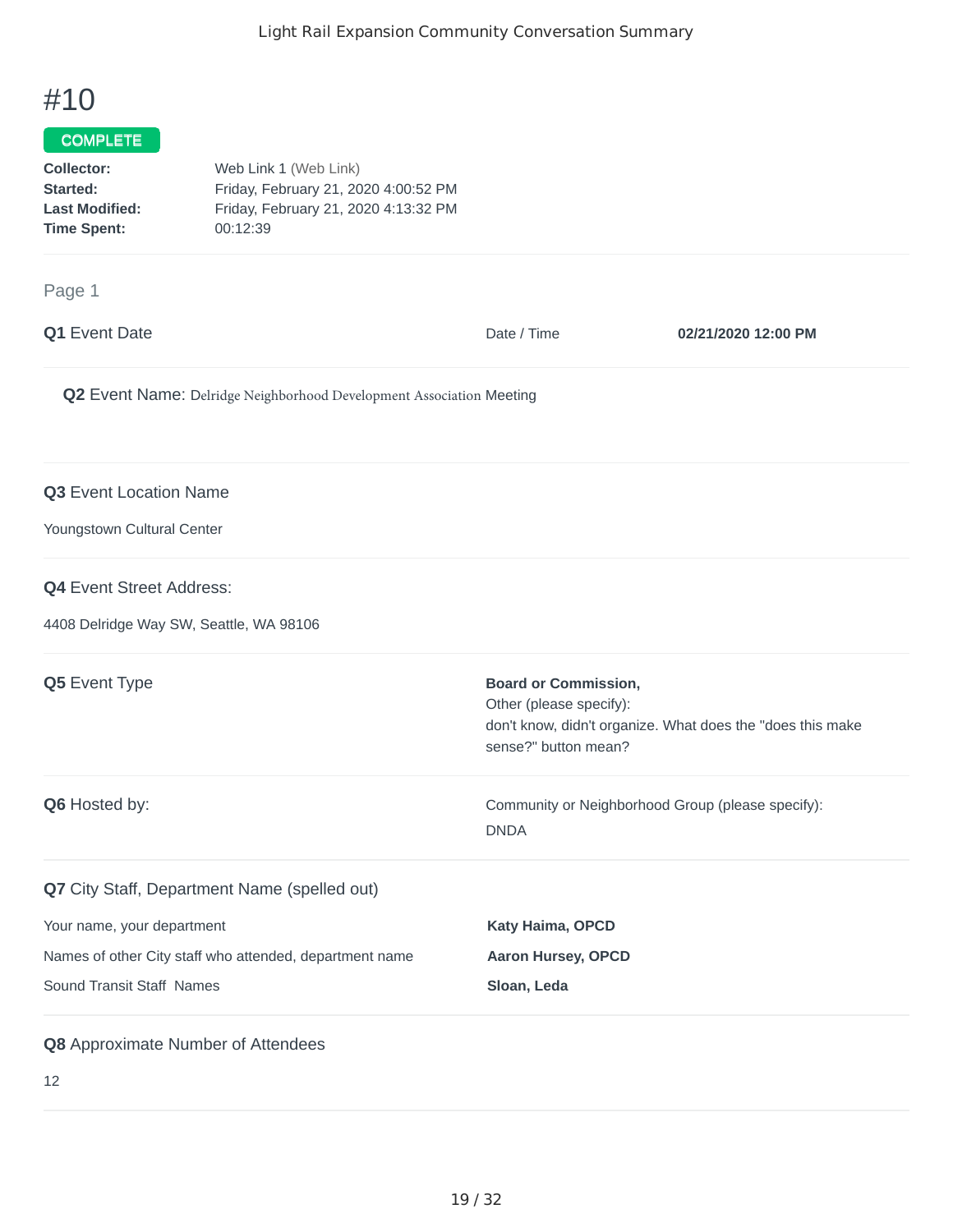# #10

**COMPLETE**

**Collector:** Web Link 1 (Web Link)
**Started:** Friday, February 21, 2020 4:00:52 PM
**Last Modified:** Friday, February 21, 2020 4:13:32 PM
**Time Spent:** 00:12:39

Page 1

**Q1** Event Date

Date / Time **02/21/2020 12:00 PM**

**Q2** Event Name: Delridge Neighborhood Development Association Meeting

**Q3** Event Location Name

Youngstown Cultural Center

**Q4** Event Street Address:

4408 Delridge Way SW, Seattle, WA 98106

**Q5** Event Type

**Board or Commission,**
Other (please specify):
don't know, didn't organize. What does the "does this make sense?" button mean?

**Q6** Hosted by:

Community or Neighborhood Group (please specify):
DNDA

**Q7** City Staff, Department Name (spelled out)

| | |
|---|---|
| Your name, your department | **Katy Haima, OPCD** |
| Names of other City staff who attended, department name | **Aaron Hursey, OPCD** |
| Sound Transit Staff Names | **Sloan, Leda** |

**Q8** Approximate Number of Attendees

12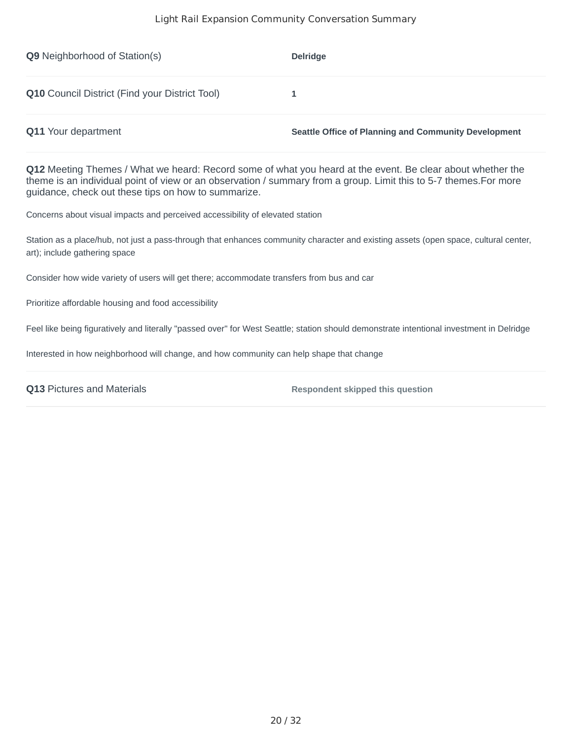**Q9** Neighborhood of Station(s)

**Delridge**

**Q10** Council District (Find your District Tool)

**1**

**Q11** Your department

**Seattle Office of Planning and Community Development**

**Q12** Meeting Themes / What we heard: Record some of what you heard at the event. Be clear about whether the theme is an individual point of view or an observation / summary from a group. Limit this to 5-7 themes.For more guidance, check out these tips on how to summarize.

Concerns about visual impacts and perceived accessibility of elevated station

Station as a place/hub, not just a pass-through that enhances community character and existing assets (open space, cultural center, art); include gathering space

Consider how wide variety of users will get there; accommodate transfers from bus and car

Prioritize affordable housing and food accessibility

Feel like being figuratively and literally "passed over" for West Seattle; station should demonstrate intentional investment in Delridge

Interested in how neighborhood will change, and how community can help shape that change

**Q13** Pictures and Materials

**Respondent skipped this question**